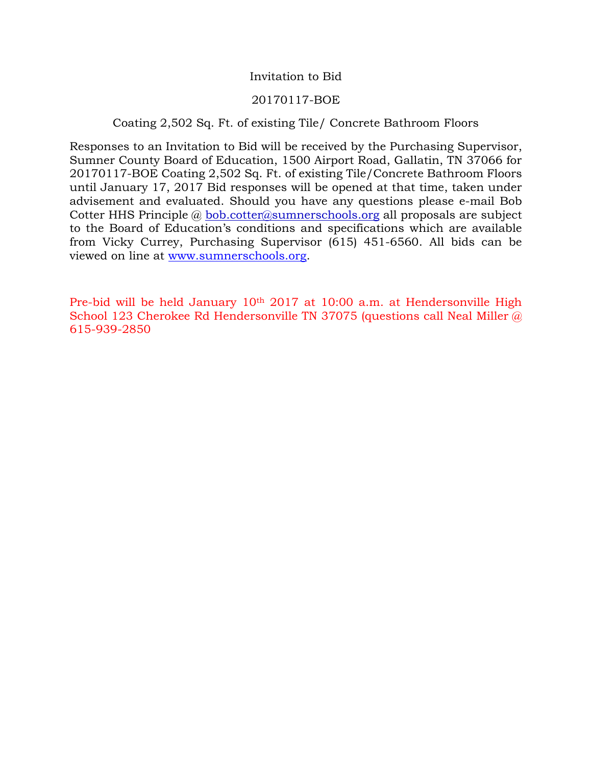# Invitation to Bid

## 20170117-BOE

### Coating 2,502 Sq. Ft. of existing Tile/ Concrete Bathroom Floors

Responses to an Invitation to Bid will be received by the Purchasing Supervisor, Sumner County Board of Education, 1500 Airport Road, Gallatin, TN 37066 for 20170117-BOE Coating 2,502 Sq. Ft. of existing Tile/Concrete Bathroom Floors until January 17, 2017 Bid responses will be opened at that time, taken under advisement and evaluated. Should you have any questions please e-mail Bob Cotter HHS Principle @ bob.cotter@sumnerschools.org all proposals are subject to the Board of Education's conditions and specifications which are available from Vicky Currey, Purchasing Supervisor (615) 451-6560. All bids can be viewed on line at www.sumnerschools.org.

Pre-bid will be held January 10th 2017 at 10:00 a.m. at Hendersonville High School 123 Cherokee Rd Hendersonville TN 37075 (questions call Neal Miller @ 615-939-2850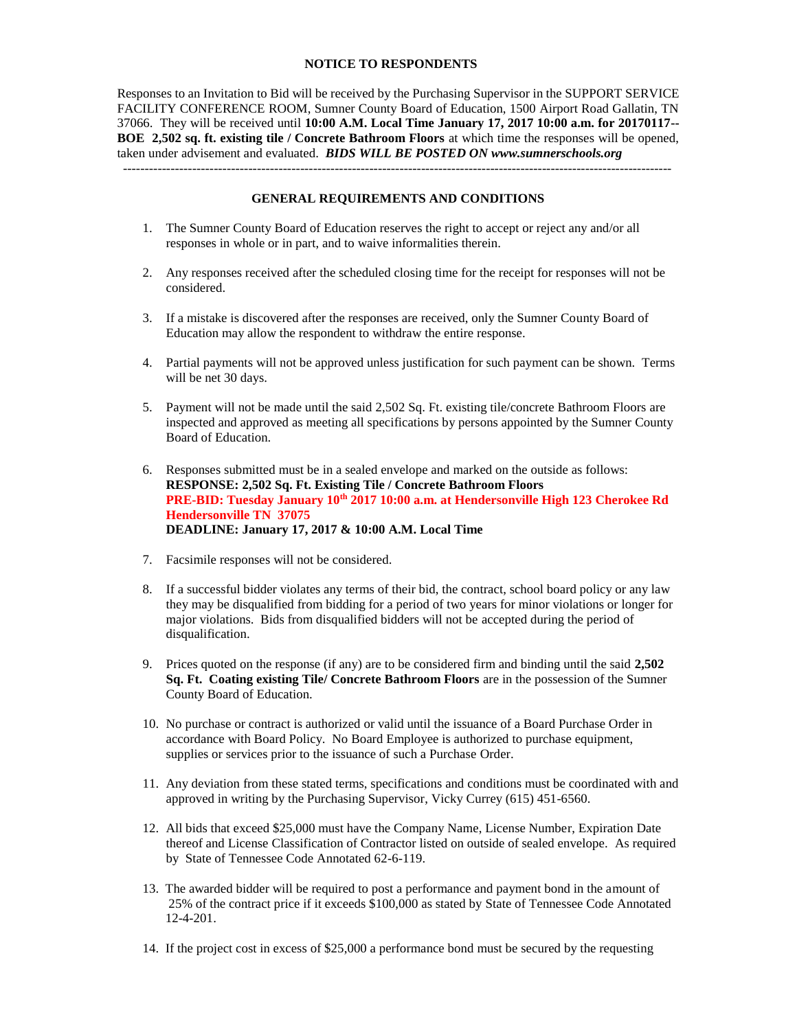**NOTICE TO RESPONDENTS**

Responses to an Invitation to Bid will be received by the Purchasing Supervisor in the SUPPORT SERVICE FACILITY CONFERENCE ROOM, Sumner County Board of Education, 1500 Airport Road Gallatin, TN 37066. They will be received until **10:00 A.M. Local Time January 17, 2017 10:00 a.m. for 20170117--BOE 2,502 sq. ft. existing tile / Concrete Bathroom Floors** at which time the responses will be opened, taken under advisement and evaluated. ***BIDS WILL BE POSTED ON www.sumnerschools.org***

---

**GENERAL REQUIREMENTS AND CONDITIONS**

1. The Sumner County Board of Education reserves the right to accept or reject any and/or all responses in whole or in part, and to waive informalities therein.

2. Any responses received after the scheduled closing time for the receipt for responses will not be considered.

3. If a mistake is discovered after the responses are received, only the Sumner County Board of Education may allow the respondent to withdraw the entire response.

4. Partial payments will not be approved unless justification for such payment can be shown. Terms will be net 30 days.

5. Payment will not be made until the said 2,502 Sq. Ft. existing tile/concrete Bathroom Floors are inspected and approved as meeting all specifications by persons appointed by the Sumner County Board of Education.

6. Responses submitted must be in a sealed envelope and marked on the outside as follows:
   **RESPONSE: 2,502 Sq. Ft. Existing Tile / Concrete Bathroom Floors**
   **PRE-BID: Tuesday January 10th 2017 10:00 a.m. at Hendersonville High 123 Cherokee Rd Hendersonville TN 37075**
   **DEADLINE: January 17, 2017 & 10:00 A.M. Local Time**

7. Facsimile responses will not be considered.

8. If a successful bidder violates any terms of their bid, the contract, school board policy or any law they may be disqualified from bidding for a period of two years for minor violations or longer for major violations. Bids from disqualified bidders will not be accepted during the period of disqualification.

9. Prices quoted on the response (if any) are to be considered firm and binding until the said **2,502 Sq. Ft. Coating existing Tile/ Concrete Bathroom Floors** are in the possession of the Sumner County Board of Education.

10. No purchase or contract is authorized or valid until the issuance of a Board Purchase Order in accordance with Board Policy. No Board Employee is authorized to purchase equipment, supplies or services prior to the issuance of such a Purchase Order.

11. Any deviation from these stated terms, specifications and conditions must be coordinated with and approved in writing by the Purchasing Supervisor, Vicky Currey (615) 451-6560.

12. All bids that exceed $25,000 must have the Company Name, License Number, Expiration Date thereof and License Classification of Contractor listed on outside of sealed envelope. As required by State of Tennessee Code Annotated 62-6-119.

13. The awarded bidder will be required to post a performance and payment bond in the amount of 25% of the contract price if it exceeds $100,000 as stated by State of Tennessee Code Annotated 12-4-201.

14. If the project cost in excess of $25,000 a performance bond must be secured by the requesting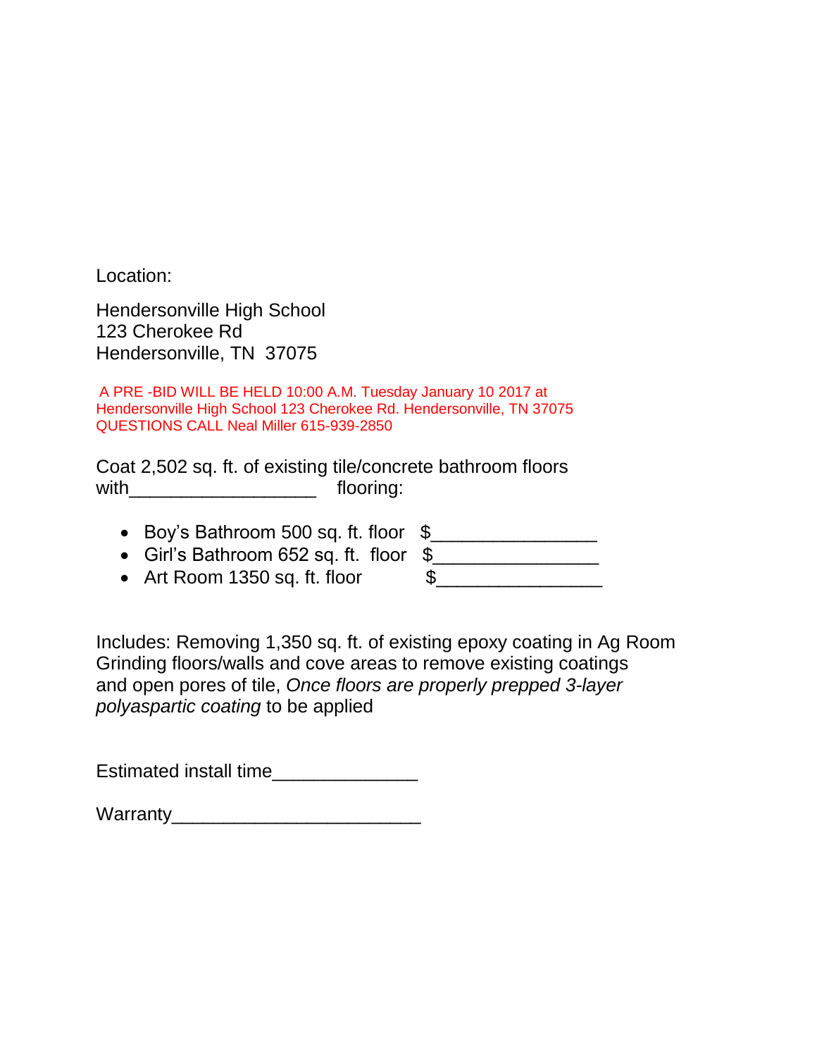Location:

Hendersonville High School
123 Cherokee Rd
Hendersonville, TN 37075

A PRE -BID WILL BE HELD 10:00 A.M. Tuesday January 10 2017 at Hendersonville High School 123 Cherokee Rd. Hendersonville, TN 37075
QUESTIONS CALL Neal Miller 615-939-2850

Coat 2,502 sq. ft. of existing tile/concrete bathroom floors with__________________ flooring:

- Boy's Bathroom 500 sq. ft. floor $________________
- Girl's Bathroom 652 sq. ft. floor $________________
- Art Room 1350 sq. ft. floor $________________

Includes: Removing 1,350 sq. ft. of existing epoxy coating in Ag Room Grinding floors/walls and cove areas to remove existing coatings and open pores of tile, *Once floors are properly prepped 3-layer polyaspartic coating* to be applied

Estimated install time______________

Warranty________________________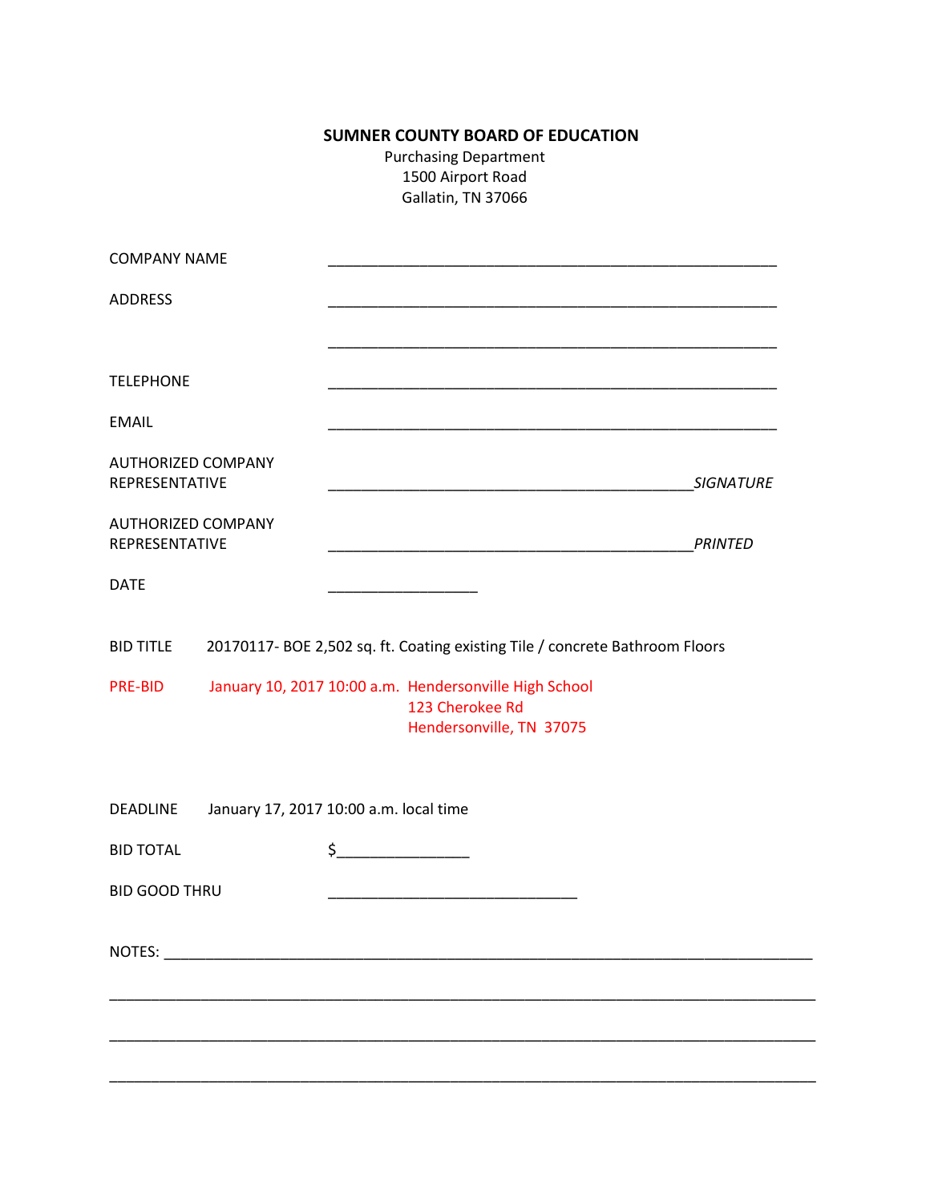**SUMNER COUNTY BOARD OF EDUCATION**
Purchasing Department
1500 Airport Road
Gallatin, TN 37066

COMPANY NAME ____________________________________________________

ADDRESS ____________________________________________________

____________________________________________________

TELEPHONE ____________________________________________________

EMAIL ____________________________________________________

AUTHORIZED COMPANY REPRESENTATIVE ____________________________________________*SIGNATURE*

AUTHORIZED COMPANY REPRESENTATIVE ____________________________________________*PRINTED*

DATE __________________

BID TITLE 20170117- BOE 2,502 sq. ft. Coating existing Tile / concrete Bathroom Floors

PRE-BID January 10, 2017 10:00 a.m. Hendersonville High School
123 Cherokee Rd
Hendersonville, TN 37075

DEADLINE January 17, 2017 10:00 a.m. local time

BID TOTAL $_______________

BID GOOD THRU ______________________________

NOTES: ______________________________________________________________________________

______________________________________________________________________________

______________________________________________________________________________

______________________________________________________________________________